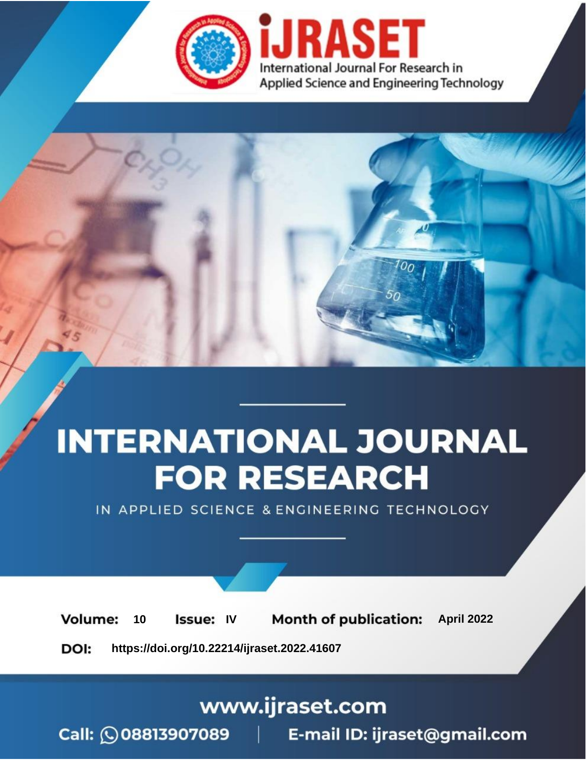# iJRASET

International Journal For Research in Applied Science and Engineering Technology

# INTERNATIONAL JOURNAL FOR RESEARCH

IN APPLIED SCIENCE & ENGINEERING TECHNOLOGY

**Volume:** 10 **Issue:** IV **Month of publication:** April 2022

**DOI:** https://doi.org/10.22214/ijraset.2022.41607

www.ijraset.com

Call: 08813907089 | E-mail ID: ijraset@gmail.com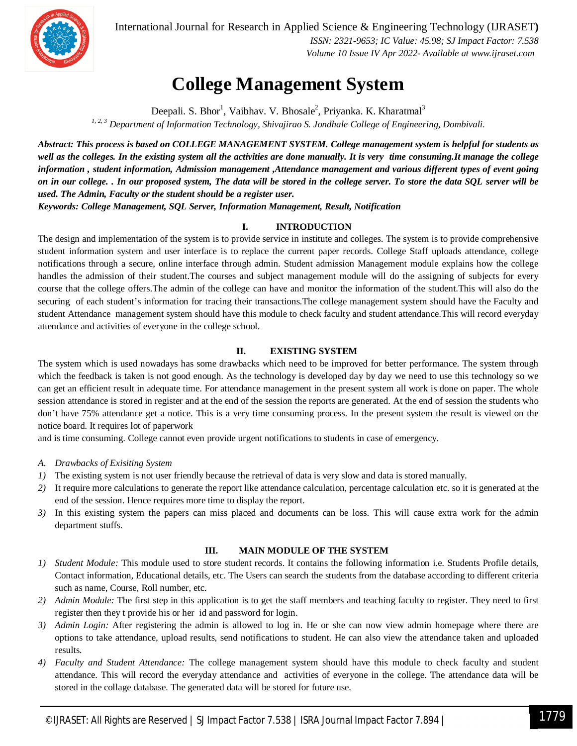# College Management System

Deepali. S. Bhor[1], Vaibhav. V. Bhosale[2], Priyanka. K. Kharatmal[3]

[1, 2, 3] *Department of Information Technology, Shivajirao S. Jondhale College of Engineering, Dombivali.*

***Abstract: This process is based on COLLEGE MANAGEMENT SYSTEM. College management system is helpful for students as well as the colleges. In the existing system all the activities are done manually. It is very time consuming.It manage the college information , student information, Admission management ,Attendance management and various different types of event going on in our college. . In our proposed system, The data will be stored in the college server. To store the data SQL server will be used. The Admin, Faculty or the student should be a register user.***

***Keywords: College Management, SQL Server, Information Management, Result, Notification***

## I. INTRODUCTION

The design and implementation of the system is to provide service in institute and colleges. The system is to provide comprehensive student information system and user interface is to replace the current paper records. College Staff uploads attendance, college notifications through a secure, online interface through admin. Student admission Management module explains how the college handles the admission of their student.The courses and subject management module will do the assigning of subjects for every course that the college offers.The admin of the college can have and monitor the information of the student.This will also do the securing of each student's information for tracing their transactions.The college management system should have the Faculty and student Attendance management system should have this module to check faculty and student attendance.This will record everyday attendance and activities of everyone in the college school.

## II. EXISTING SYSTEM

The system which is used nowadays has some drawbacks which need to be improved for better performance. The system through which the feedback is taken is not good enough. As the technology is developed day by day we need to use this technology so we can get an efficient result in adequate time. For attendance management in the present system all work is done on paper. The whole session attendance is stored in register and at the end of the session the reports are generated. At the end of session the students who don't have 75% attendance get a notice. This is a very time consuming process. In the present system the result is viewed on the notice board. It requires lot of paperwork
and is time consuming. College cannot even provide urgent notifications to students in case of emergency.

### *A. Drawbacks of Exisiting System*

1) The existing system is not user friendly because the retrieval of data is very slow and data is stored manually.
2) It require more calculations to generate the report like attendance calculation, percentage calculation etc. so it is generated at the end of the session. Hence requires more time to display the report.
3) In this existing system the papers can miss placed and documents can be loss. This will cause extra work for the admin department stuffs.

## III. MAIN MODULE OF THE SYSTEM

1) *Student Module:* This module used to store student records. It contains the following information i.e. Students Profile details, Contact information, Educational details, etc. The Users can search the students from the database according to different criteria such as name, Course, Roll number, etc.
2) *Admin Module:* The first step in this application is to get the staff members and teaching faculty to register. They need to first register then they t provide his or her id and password for login.
3) *Admin Login:* After registering the admin is allowed to log in. He or she can now view admin homepage where there are options to take attendance, upload results, send notifications to student. He can also view the attendance taken and uploaded results.
4) *Faculty and Student Attendance:* The college management system should have this module to check faculty and student attendance. This will record the everyday attendance and activities of everyone in the college. The attendance data will be stored in the collage database. The generated data will be stored for future use.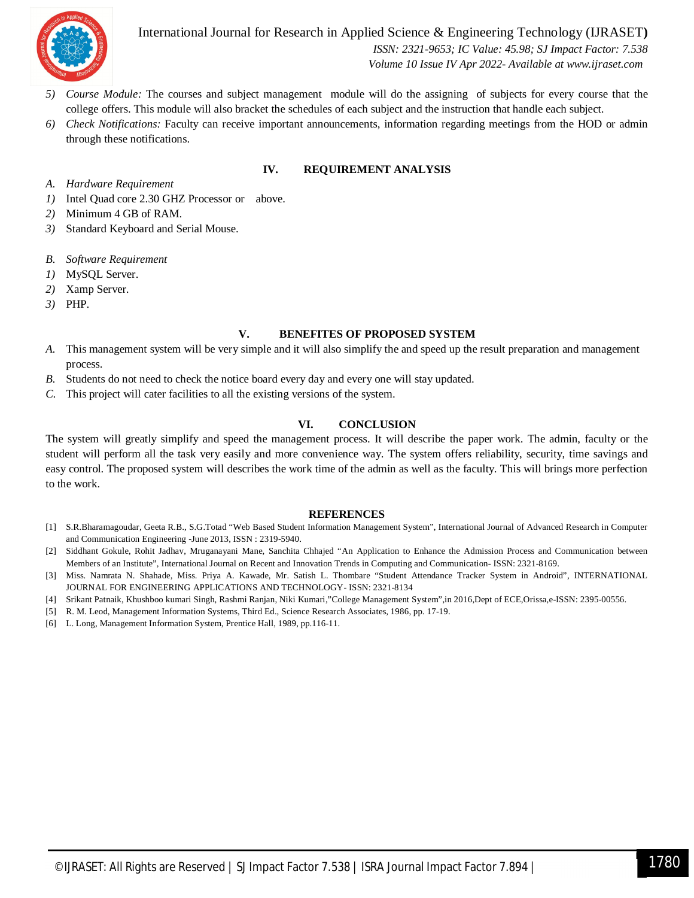5) *Course Module:* The courses and subject management module will do the assigning of subjects for every course that the college offers. This module will also bracket the schedules of each subject and the instruction that handle each subject.
6) *Check Notifications:* Faculty can receive important announcements, information regarding meetings from the HOD or admin through these notifications.

## IV. REQUIREMENT ANALYSIS

### A. *Hardware Requirement*

1) Intel Quad core 2.30 GHZ Processor or above.
2) Minimum 4 GB of RAM.
3) Standard Keyboard and Serial Mouse.

### B. *Software Requirement*

1) MySQL Server.
2) Xamp Server.
3) PHP.

## V. BENEFITES OF PROPOSED SYSTEM

A. This management system will be very simple and it will also simplify the and speed up the result preparation and management process.
B. Students do not need to check the notice board every day and every one will stay updated.
C. This project will cater facilities to all the existing versions of the system.

## VI. CONCLUSION

The system will greatly simplify and speed the management process. It will describe the paper work. The admin, faculty or the student will perform all the task very easily and more convenience way. The system offers reliability, security, time savings and easy control. The proposed system will describes the work time of the admin as well as the faculty. This will brings more perfection to the work.

## REFERENCES

[1] S.R.Bharamagoudar, Geeta R.B., S.G.Totad "Web Based Student Information Management System", International Journal of Advanced Research in Computer and Communication Engineering -June 2013, ISSN : 2319-5940.

[2] Siddhant Gokule, Rohit Jadhav, Mruganayani Mane, Sanchita Chhajed "An Application to Enhance the Admission Process and Communication between Members of an Institute", International Journal on Recent and Innovation Trends in Computing and Communication- ISSN: 2321-8169.

[3] Miss. Namrata N. Shahade, Miss. Priya A. Kawade, Mr. Satish L. Thombare "Student Attendance Tracker System in Android", INTERNATIONAL JOURNAL FOR ENGINEERING APPLICATIONS AND TECHNOLOGY- ISSN: 2321-8134

[4] Srikant Patnaik, Khushboo kumari Singh, Rashmi Ranjan, Niki Kumari,"College Management System",in 2016,Dept of ECE,Orissa,e-ISSN: 2395-00556.

[5] R. M. Leod, Management Information Systems, Third Ed., Science Research Associates, 1986, pp. 17-19.

[6] L. Long, Management Information System, Prentice Hall, 1989, pp.116-11.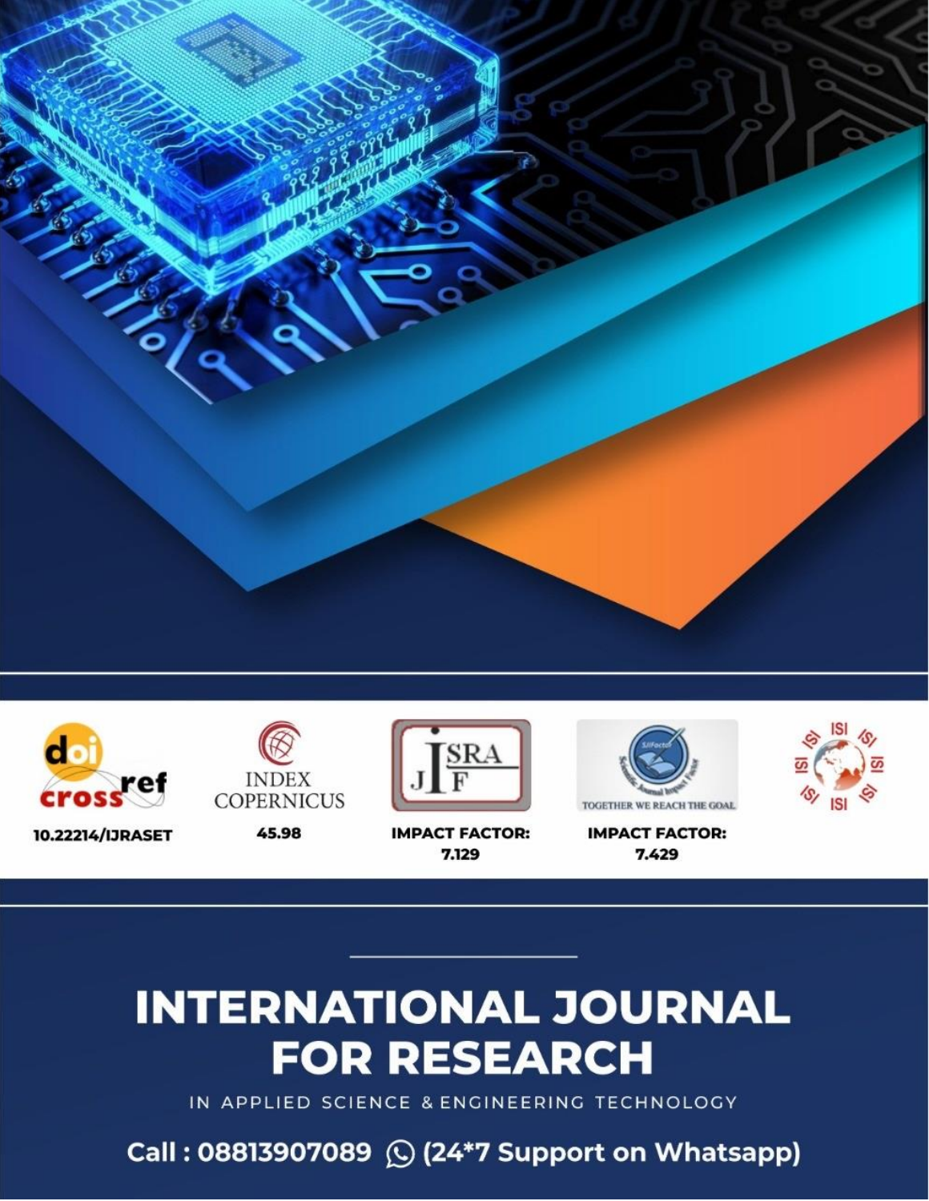10.22214/IJRASET

INDEX COPERNICUS

45.98

IMPACT FACTOR: 7.129

IMPACT FACTOR: 7.429

# INTERNATIONAL JOURNAL FOR RESEARCH

IN APPLIED SCIENCE & ENGINEERING TECHNOLOGY

Call : 08813907089 (24*7 Support on Whatsapp)